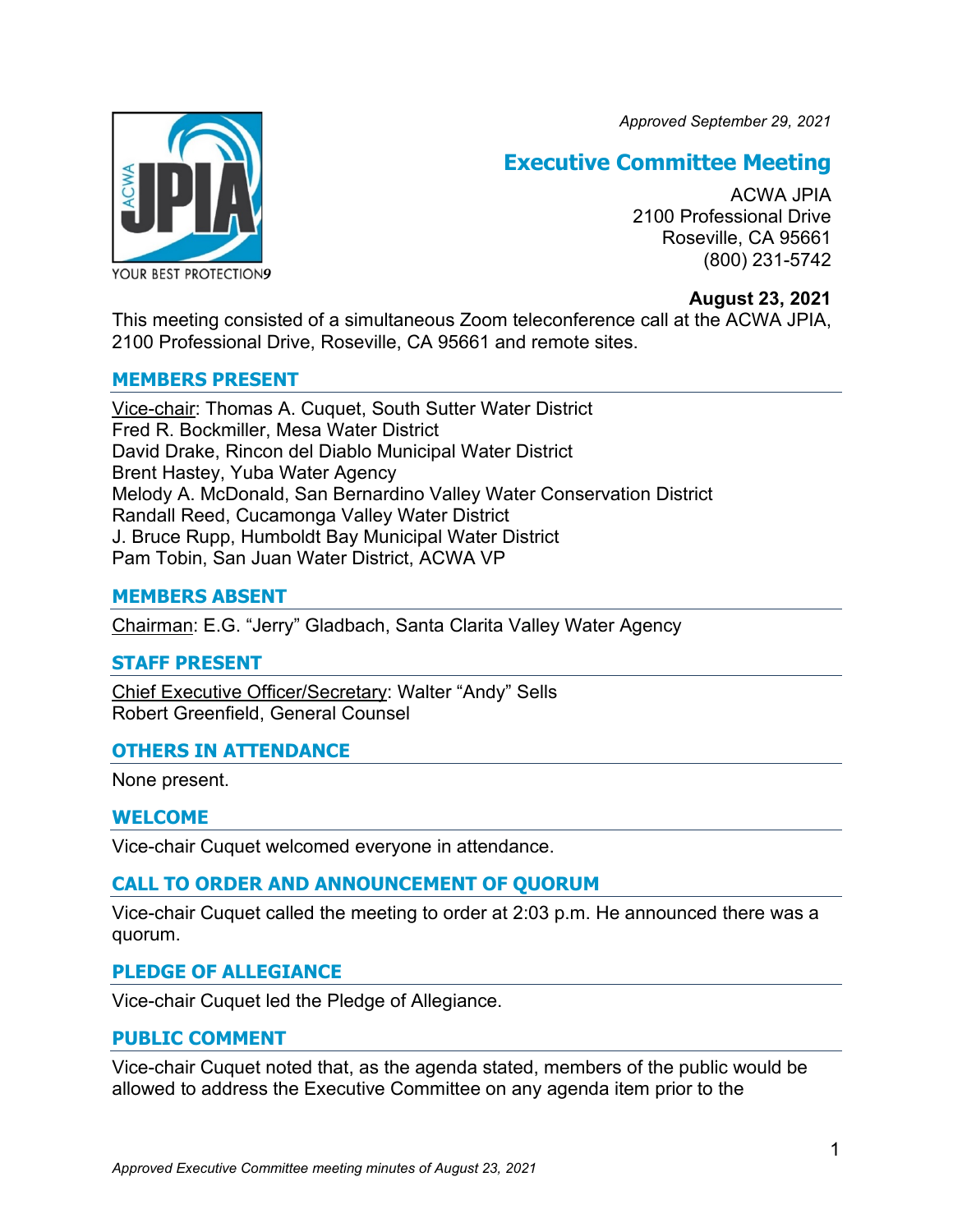*Approved September 29, 2021*

# Executive Committee Meeting

ACWA JPIA
2100 Professional Drive
Roseville, CA 95661
(800) 231-5742

**August 23, 2021**

This meeting consisted of a simultaneous Zoom teleconference call at the ACWA JPIA, 2100 Professional Drive, Roseville, CA 95661 and remote sites.

## MEMBERS PRESENT

Vice-chair: Thomas A. Cuquet, South Sutter Water District
Fred R. Bockmiller, Mesa Water District
David Drake, Rincon del Diablo Municipal Water District
Brent Hastey, Yuba Water Agency
Melody A. McDonald, San Bernardino Valley Water Conservation District
Randall Reed, Cucamonga Valley Water District
J. Bruce Rupp, Humboldt Bay Municipal Water District
Pam Tobin, San Juan Water District, ACWA VP

## MEMBERS ABSENT

Chairman: E.G. "Jerry" Gladbach, Santa Clarita Valley Water Agency

## STAFF PRESENT

Chief Executive Officer/Secretary: Walter "Andy" Sells
Robert Greenfield, General Counsel

## OTHERS IN ATTENDANCE

None present.

## WELCOME

Vice-chair Cuquet welcomed everyone in attendance.

## CALL TO ORDER AND ANNOUNCEMENT OF QUORUM

Vice-chair Cuquet called the meeting to order at 2:03 p.m. He announced there was a quorum.

## PLEDGE OF ALLEGIANCE

Vice-chair Cuquet led the Pledge of Allegiance.

## PUBLIC COMMENT

Vice-chair Cuquet noted that, as the agenda stated, members of the public would be allowed to address the Executive Committee on any agenda item prior to the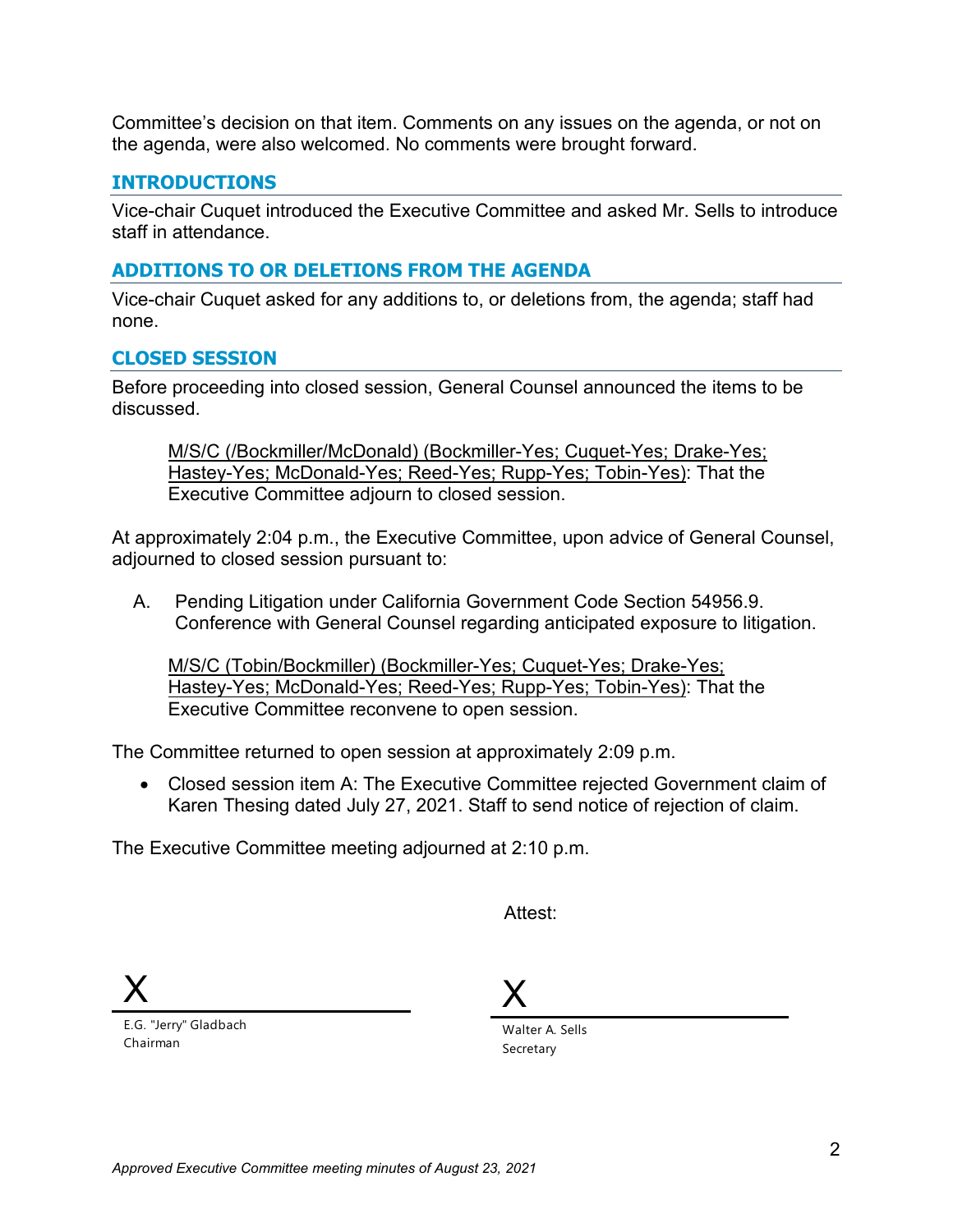Committee's decision on that item. Comments on any issues on the agenda, or not on the agenda, were also welcomed. No comments were brought forward.

## INTRODUCTIONS

Vice-chair Cuquet introduced the Executive Committee and asked Mr. Sells to introduce staff in attendance.

## ADDITIONS TO OR DELETIONS FROM THE AGENDA

Vice-chair Cuquet asked for any additions to, or deletions from, the agenda; staff had none.

## CLOSED SESSION

Before proceeding into closed session, General Counsel announced the items to be discussed.

> M/S/C (/Bockmiller/McDonald) (Bockmiller-Yes; Cuquet-Yes; Drake-Yes; Hastey-Yes; McDonald-Yes; Reed-Yes; Rupp-Yes; Tobin-Yes): That the Executive Committee adjourn to closed session.

At approximately 2:04 p.m., the Executive Committee, upon advice of General Counsel, adjourned to closed session pursuant to:

A. Pending Litigation under California Government Code Section 54956.9. Conference with General Counsel regarding anticipated exposure to litigation.

> M/S/C (Tobin/Bockmiller) (Bockmiller-Yes; Cuquet-Yes; Drake-Yes; Hastey-Yes; McDonald-Yes; Reed-Yes; Rupp-Yes; Tobin-Yes): That the Executive Committee reconvene to open session.

The Committee returned to open session at approximately 2:09 p.m.

- Closed session item A: The Executive Committee rejected Government claim of Karen Thesing dated July 27, 2021. Staff to send notice of rejection of claim.

The Executive Committee meeting adjourned at 2:10 p.m.

Attest:

X
E.G. "Jerry" Gladbach
Chairman

X
Walter A. Sells
Secretary

*Approved Executive Committee meeting minutes of August 23, 2021*